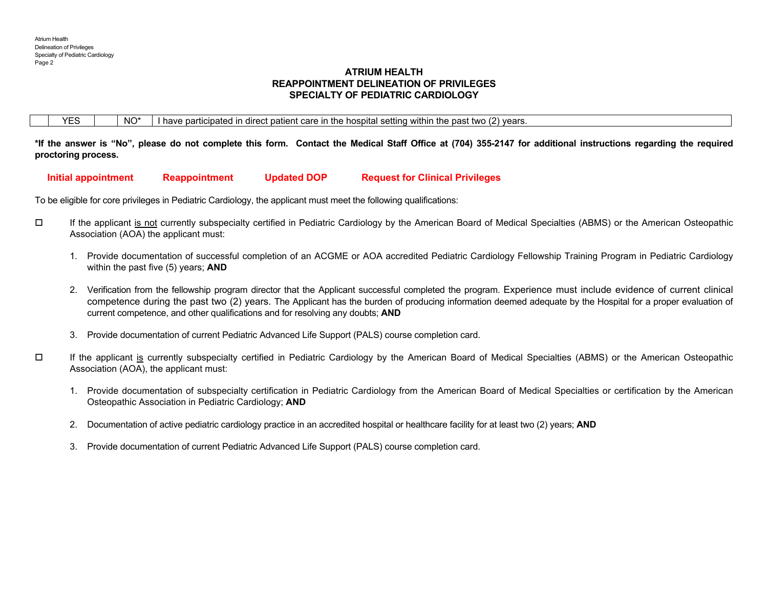# ATRIUM HEALTH
## REAPPOINTMENT DELINEATION OF PRIVILEGES
## SPECIALTY OF PEDIATRIC CARDIOLOGY

| | YES | | NO* | I have participated in direct patient care in the hospital setting within the past two (2) years. |
|---|---|---|---|---|

**\*If the answer is "No", please do not complete this form. Contact the Medical Staff Office at (704) 355-2147 for additional instructions regarding the required proctoring process.**

**Initial appointment** **Reappointment** **Updated DOP** **Request for Clinical Privileges**

To be eligible for core privileges in Pediatric Cardiology, the applicant must meet the following qualifications:

☐ If the applicant is not currently subspecialty certified in Pediatric Cardiology by the American Board of Medical Specialties (ABMS) or the American Osteopathic Association (AOA) the applicant must:

1. Provide documentation of successful completion of an ACGME or AOA accredited Pediatric Cardiology Fellowship Training Program in Pediatric Cardiology within the past five (5) years; **AND**

2. Verification from the fellowship program director that the Applicant successful completed the program. Experience must include evidence of current clinical competence during the past two (2) years. The Applicant has the burden of producing information deemed adequate by the Hospital for a proper evaluation of current competence, and other qualifications and for resolving any doubts; **AND**

3. Provide documentation of current Pediatric Advanced Life Support (PALS) course completion card.

☐ If the applicant is currently subspecialty certified in Pediatric Cardiology by the American Board of Medical Specialties (ABMS) or the American Osteopathic Association (AOA), the applicant must:

1. Provide documentation of subspecialty certification in Pediatric Cardiology from the American Board of Medical Specialties or certification by the American Osteopathic Association in Pediatric Cardiology; **AND**

2. Documentation of active pediatric cardiology practice in an accredited hospital or healthcare facility for at least two (2) years; **AND**

3. Provide documentation of current Pediatric Advanced Life Support (PALS) course completion card.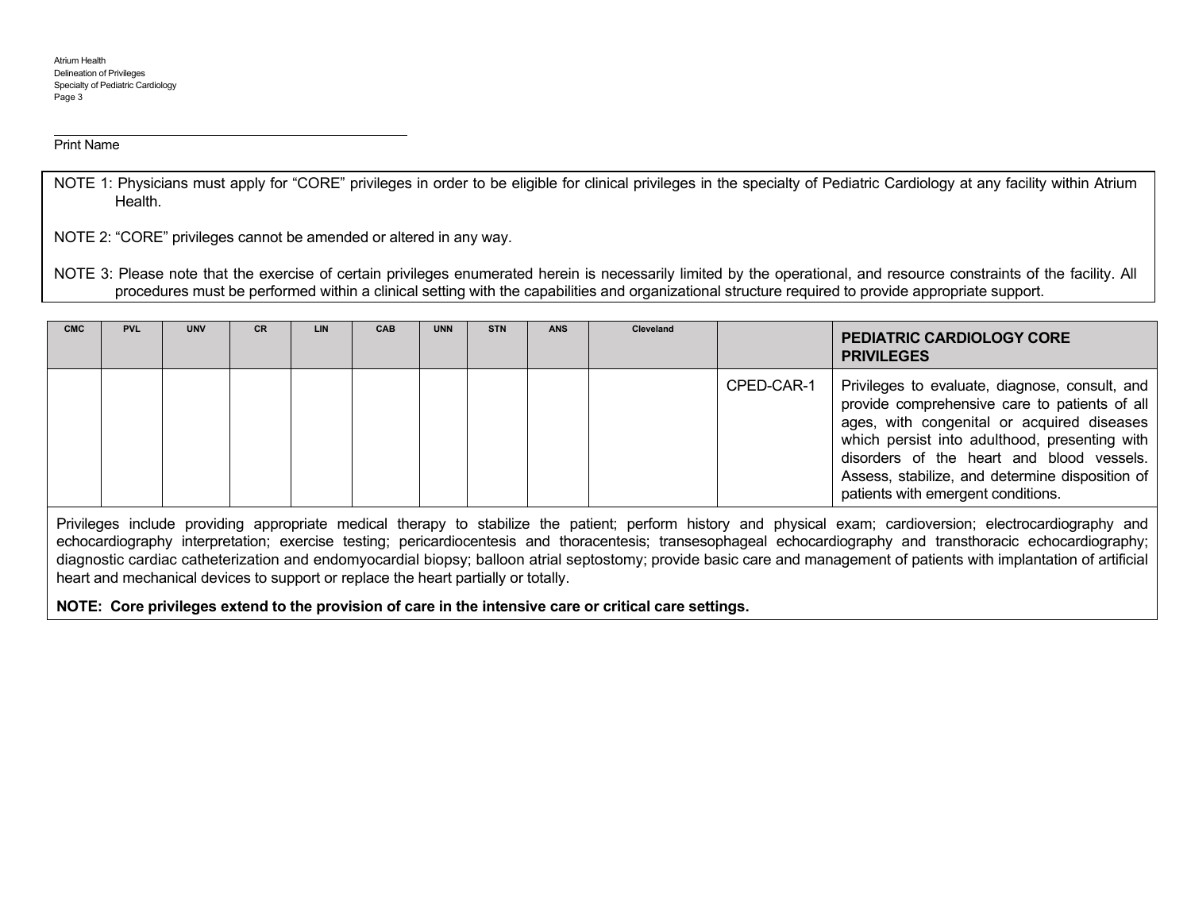Print Name

NOTE 1: Physicians must apply for "CORE" privileges in order to be eligible for clinical privileges in the specialty of Pediatric Cardiology at any facility within Atrium Health.

NOTE 2: "CORE" privileges cannot be amended or altered in any way.

NOTE 3: Please note that the exercise of certain privileges enumerated herein is necessarily limited by the operational, and resource constraints of the facility. All procedures must be performed within a clinical setting with the capabilities and organizational structure required to provide appropriate support.

| CMC | PVL | UNV | CR | LIN | CAB | UNN | STN | ANS | Cleveland | | **PEDIATRIC CARDIOLOGY CORE PRIVILEGES** |
|---|---|---|---|---|---|---|---|---|---|---|---|
| | | | | | | | | | | CPED-CAR-1 | Privileges to evaluate, diagnose, consult, and provide comprehensive care to patients of all ages, with congenital or acquired diseases which persist into adulthood, presenting with disorders of the heart and blood vessels. Assess, stabilize, and determine disposition of patients with emergent conditions. |

Privileges include providing appropriate medical therapy to stabilize the patient; perform history and physical exam; cardioversion; electrocardiography and echocardiography interpretation; exercise testing; pericardiocentesis and thoracentesis; transesophageal echocardiography and transthoracic echocardiography; diagnostic cardiac catheterization and endomyocardial biopsy; balloon atrial septostomy; provide basic care and management of patients with implantation of artificial heart and mechanical devices to support or replace the heart partially or totally.

**NOTE: Core privileges extend to the provision of care in the intensive care or critical care settings.**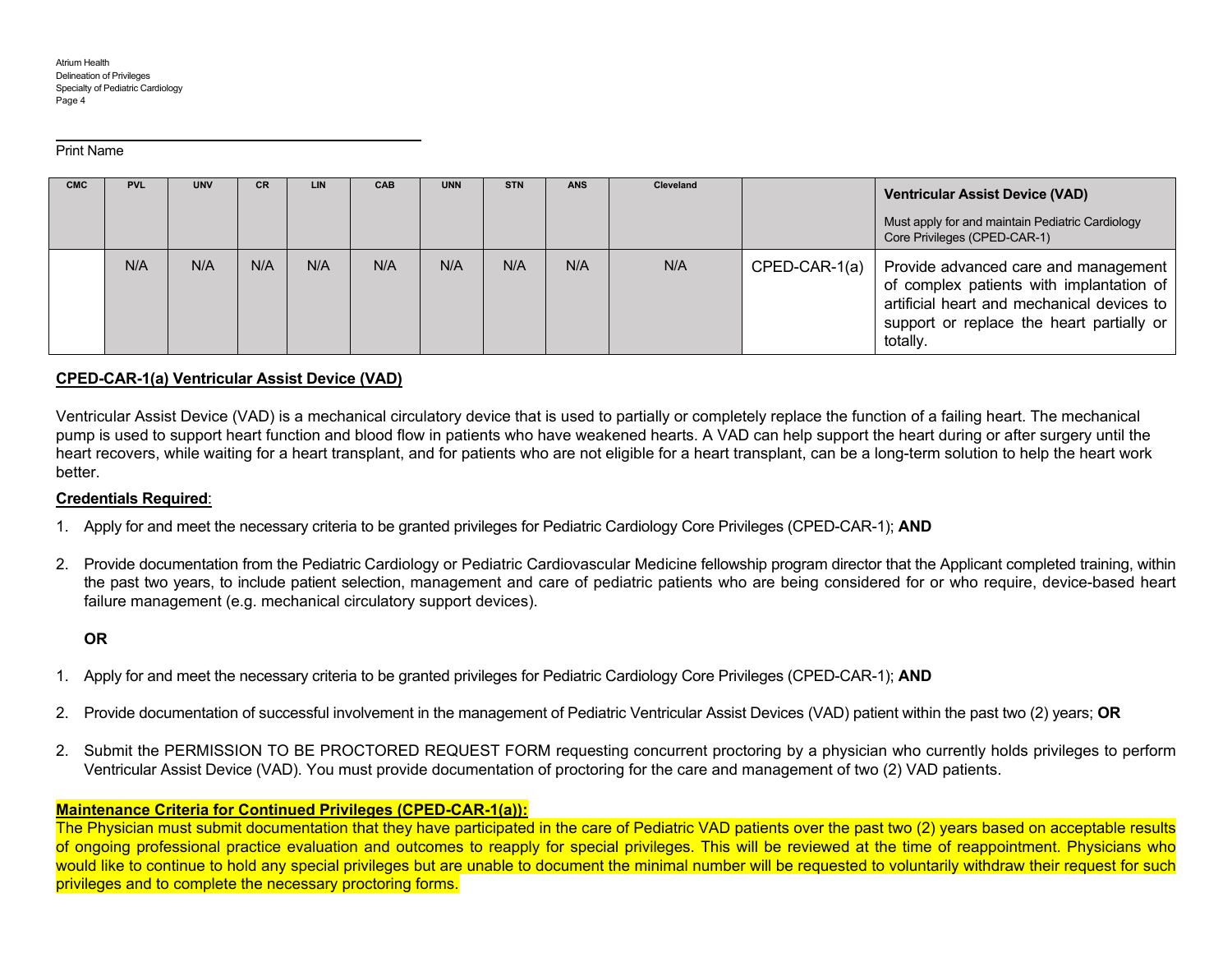Print Name

| CMC | PVL | UNV | CR | LIN | CAB | UNN | STN | ANS | Cleveland | | **Ventricular Assist Device (VAD)** Must apply for and maintain Pediatric Cardiology Core Privileges (CPED-CAR-1) |
|---|---|---|---|---|---|---|---|---|---|---|---|
| | N/A | N/A | N/A | N/A | N/A | N/A | N/A | N/A | N/A | CPED-CAR-1(a) | Provide advanced care and management of complex patients with implantation of artificial heart and mechanical devices to support or replace the heart partially or totally. |

**CPED-CAR-1(a) Ventricular Assist Device (VAD)**

Ventricular Assist Device (VAD) is a mechanical circulatory device that is used to partially or completely replace the function of a failing heart. The mechanical pump is used to support heart function and blood flow in patients who have weakened hearts. A VAD can help support the heart during or after surgery until the heart recovers, while waiting for a heart transplant, and for patients who are not eligible for a heart transplant, can be a long-term solution to help the heart work better.

**Credentials Required**:

1. Apply for and meet the necessary criteria to be granted privileges for Pediatric Cardiology Core Privileges (CPED-CAR-1); **AND**
2. Provide documentation from the Pediatric Cardiology or Pediatric Cardiovascular Medicine fellowship program director that the Applicant completed training, within the past two years, to include patient selection, management and care of pediatric patients who are being considered for or who require, device-based heart failure management (e.g. mechanical circulatory support devices).

**OR**

1. Apply for and meet the necessary criteria to be granted privileges for Pediatric Cardiology Core Privileges (CPED-CAR-1); **AND**
2. Provide documentation of successful involvement in the management of Pediatric Ventricular Assist Devices (VAD) patient within the past two (2) years; **OR**
2. Submit the PERMISSION TO BE PROCTORED REQUEST FORM requesting concurrent proctoring by a physician who currently holds privileges to perform Ventricular Assist Device (VAD). You must provide documentation of proctoring for the care and management of two (2) VAD patients.

**Maintenance Criteria for Continued Privileges (CPED-CAR-1(a)):**

The Physician must submit documentation that they have participated in the care of Pediatric VAD patients over the past two (2) years based on acceptable results of ongoing professional practice evaluation and outcomes to reapply for special privileges. This will be reviewed at the time of reappointment. Physicians who would like to continue to hold any special privileges but are unable to document the minimal number will be requested to voluntarily withdraw their request for such privileges and to complete the necessary proctoring forms.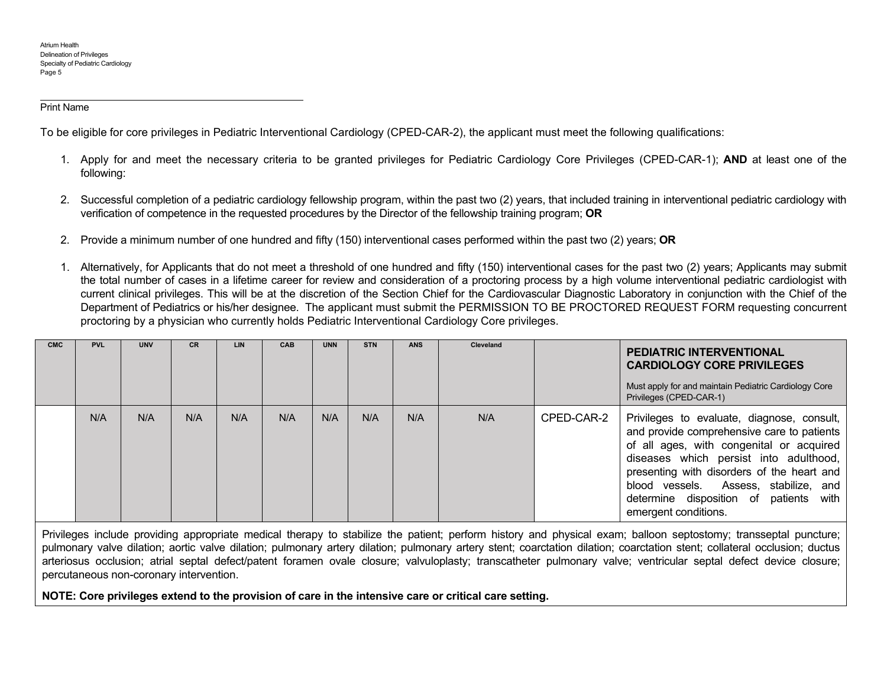Print Name

To be eligible for core privileges in Pediatric Interventional Cardiology (CPED-CAR-2), the applicant must meet the following qualifications:

1. Apply for and meet the necessary criteria to be granted privileges for Pediatric Cardiology Core Privileges (CPED-CAR-1); **AND** at least one of the following:

2. Successful completion of a pediatric cardiology fellowship program, within the past two (2) years, that included training in interventional pediatric cardiology with verification of competence in the requested procedures by the Director of the fellowship training program; **OR**

2. Provide a minimum number of one hundred and fifty (150) interventional cases performed within the past two (2) years; **OR**

1. Alternatively, for Applicants that do not meet a threshold of one hundred and fifty (150) interventional cases for the past two (2) years; Applicants may submit the total number of cases in a lifetime career for review and consideration of a proctoring process by a high volume interventional pediatric cardiologist with current clinical privileges. This will be at the discretion of the Section Chief for the Cardiovascular Diagnostic Laboratory in conjunction with the Chief of the Department of Pediatrics or his/her designee. The applicant must submit the PERMISSION TO BE PROCTORED REQUEST FORM requesting concurrent proctoring by a physician who currently holds Pediatric Interventional Cardiology Core privileges.

| CMC | PVL | UNV | CR | LIN | CAB | UNN | STN | ANS | Cleveland | | **PEDIATRIC INTERVENTIONAL CARDIOLOGY CORE PRIVILEGES**<br>Must apply for and maintain Pediatric Cardiology Core Privileges (CPED-CAR-1) |
|---|---|---|---|---|---|---|---|---|---|---|---|
| | N/A | N/A | N/A | N/A | N/A | N/A | N/A | N/A | N/A | CPED-CAR-2 | Privileges to evaluate, diagnose, consult, and provide comprehensive care to patients of all ages, with congenital or acquired diseases which persist into adulthood, presenting with disorders of the heart and blood vessels. Assess, stabilize, and determine disposition of patients with emergent conditions. |

Privileges include providing appropriate medical therapy to stabilize the patient; perform history and physical exam; balloon septostomy; transseptal puncture; pulmonary valve dilation; aortic valve dilation; pulmonary artery dilation; pulmonary artery stent; coarctation dilation; coarctation stent; collateral occlusion; ductus arteriosus occlusion; atrial septal defect/patent foramen ovale closure; valvuloplasty; transcatheter pulmonary valve; ventricular septal defect device closure; percutaneous non-coronary intervention.

**NOTE: Core privileges extend to the provision of care in the intensive care or critical care setting.**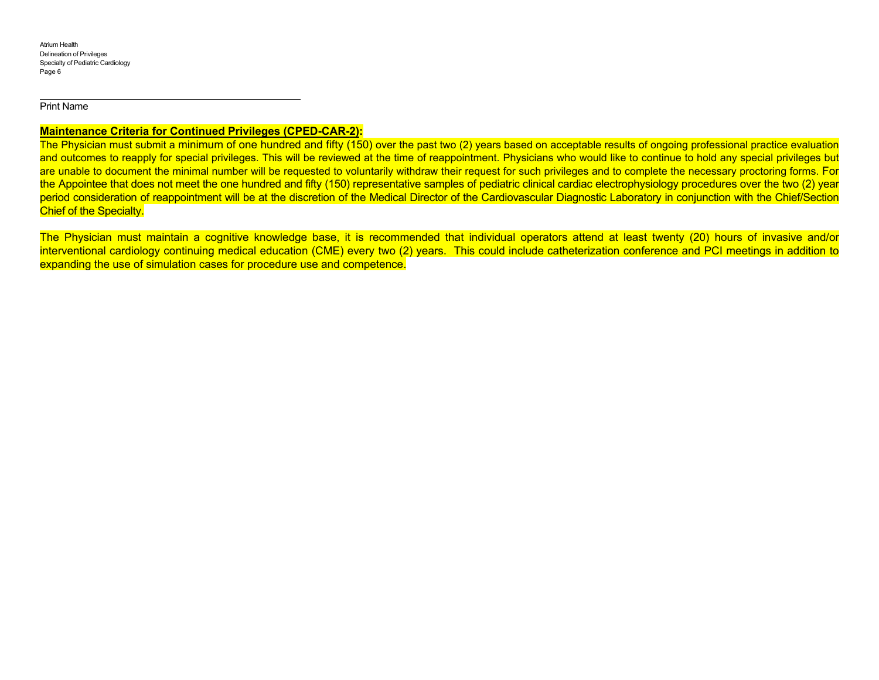______________________________________________

Print Name

**Maintenance Criteria for Continued Privileges (CPED-CAR-2):**

The Physician must submit a minimum of one hundred and fifty (150) over the past two (2) years based on acceptable results of ongoing professional practice evaluation and outcomes to reapply for special privileges. This will be reviewed at the time of reappointment. Physicians who would like to continue to hold any special privileges but are unable to document the minimal number will be requested to voluntarily withdraw their request for such privileges and to complete the necessary proctoring forms. For the Appointee that does not meet the one hundred and fifty (150) representative samples of pediatric clinical cardiac electrophysiology procedures over the two (2) year period consideration of reappointment will be at the discretion of the Medical Director of the Cardiovascular Diagnostic Laboratory in conjunction with the Chief/Section Chief of the Specialty.

The Physician must maintain a cognitive knowledge base, it is recommended that individual operators attend at least twenty (20) hours of invasive and/or interventional cardiology continuing medical education (CME) every two (2) years. This could include catheterization conference and PCI meetings in addition to expanding the use of simulation cases for procedure use and competence.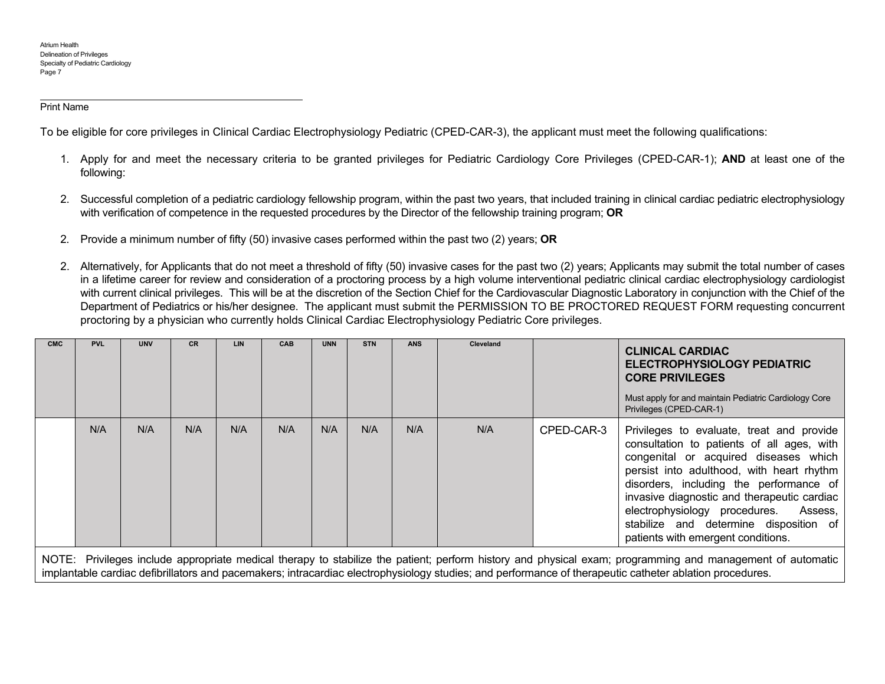Print Name

To be eligible for core privileges in Clinical Cardiac Electrophysiology Pediatric (CPED-CAR-3), the applicant must meet the following qualifications:

1. Apply for and meet the necessary criteria to be granted privileges for Pediatric Cardiology Core Privileges (CPED-CAR-1); **AND** at least one of the following:

2. Successful completion of a pediatric cardiology fellowship program, within the past two years, that included training in clinical cardiac pediatric electrophysiology with verification of competence in the requested procedures by the Director of the fellowship training program; **OR**

2. Provide a minimum number of fifty (50) invasive cases performed within the past two (2) years; **OR**

2. Alternatively, for Applicants that do not meet a threshold of fifty (50) invasive cases for the past two (2) years; Applicants may submit the total number of cases in a lifetime career for review and consideration of a proctoring process by a high volume interventional pediatric clinical cardiac electrophysiology cardiologist with current clinical privileges. This will be at the discretion of the Section Chief for the Cardiovascular Diagnostic Laboratory in conjunction with the Chief of the Department of Pediatrics or his/her designee. The applicant must submit the PERMISSION TO BE PROCTORED REQUEST FORM requesting concurrent proctoring by a physician who currently holds Clinical Cardiac Electrophysiology Pediatric Core privileges.

| CMC | PVL | UNV | CR | LIN | CAB | UNN | STN | ANS | Cleveland | | **CLINICAL CARDIAC ELECTROPHYSIOLOGY PEDIATRIC CORE PRIVILEGES** Must apply for and maintain Pediatric Cardiology Core Privileges (CPED-CAR-1) |
|---|---|---|---|---|---|---|---|---|---|---|---|
| | N/A | N/A | N/A | N/A | N/A | N/A | N/A | N/A | N/A | CPED-CAR-3 | Privileges to evaluate, treat and provide consultation to patients of all ages, with congenital or acquired diseases which persist into adulthood, with heart rhythm disorders, including the performance of invasive diagnostic and therapeutic cardiac electrophysiology procedures. Assess, stabilize and determine disposition of patients with emergent conditions. |

NOTE: Privileges include appropriate medical therapy to stabilize the patient; perform history and physical exam; programming and management of automatic implantable cardiac defibrillators and pacemakers; intracardiac electrophysiology studies; and performance of therapeutic catheter ablation procedures.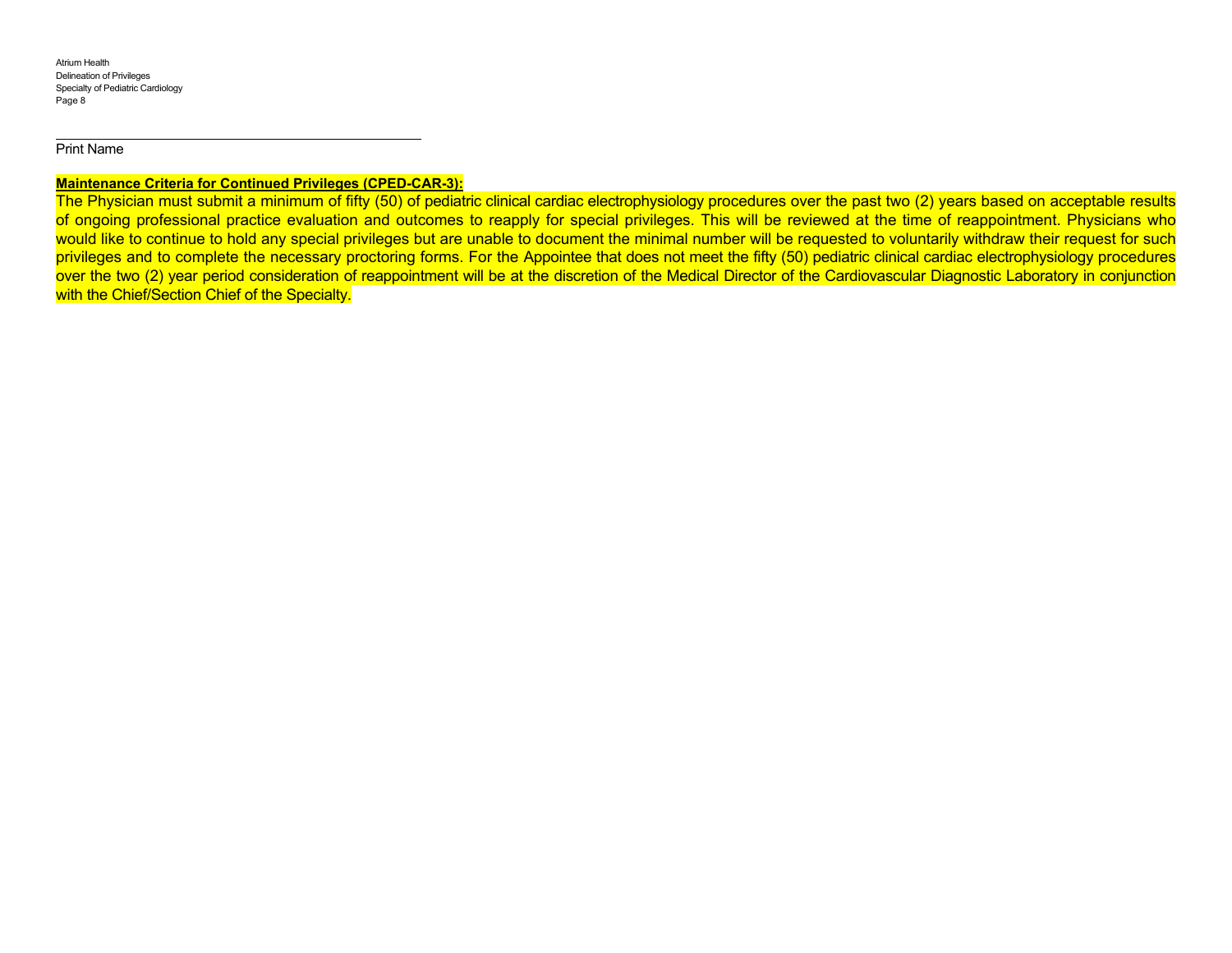Print Name

**Maintenance Criteria for Continued Privileges (CPED-CAR-3):**

The Physician must submit a minimum of fifty (50) of pediatric clinical cardiac electrophysiology procedures over the past two (2) years based on acceptable results of ongoing professional practice evaluation and outcomes to reapply for special privileges. This will be reviewed at the time of reappointment. Physicians who would like to continue to hold any special privileges but are unable to document the minimal number will be requested to voluntarily withdraw their request for such privileges and to complete the necessary proctoring forms. For the Appointee that does not meet the fifty (50) pediatric clinical cardiac electrophysiology procedures over the two (2) year period consideration of reappointment will be at the discretion of the Medical Director of the Cardiovascular Diagnostic Laboratory in conjunction with the Chief/Section Chief of the Specialty.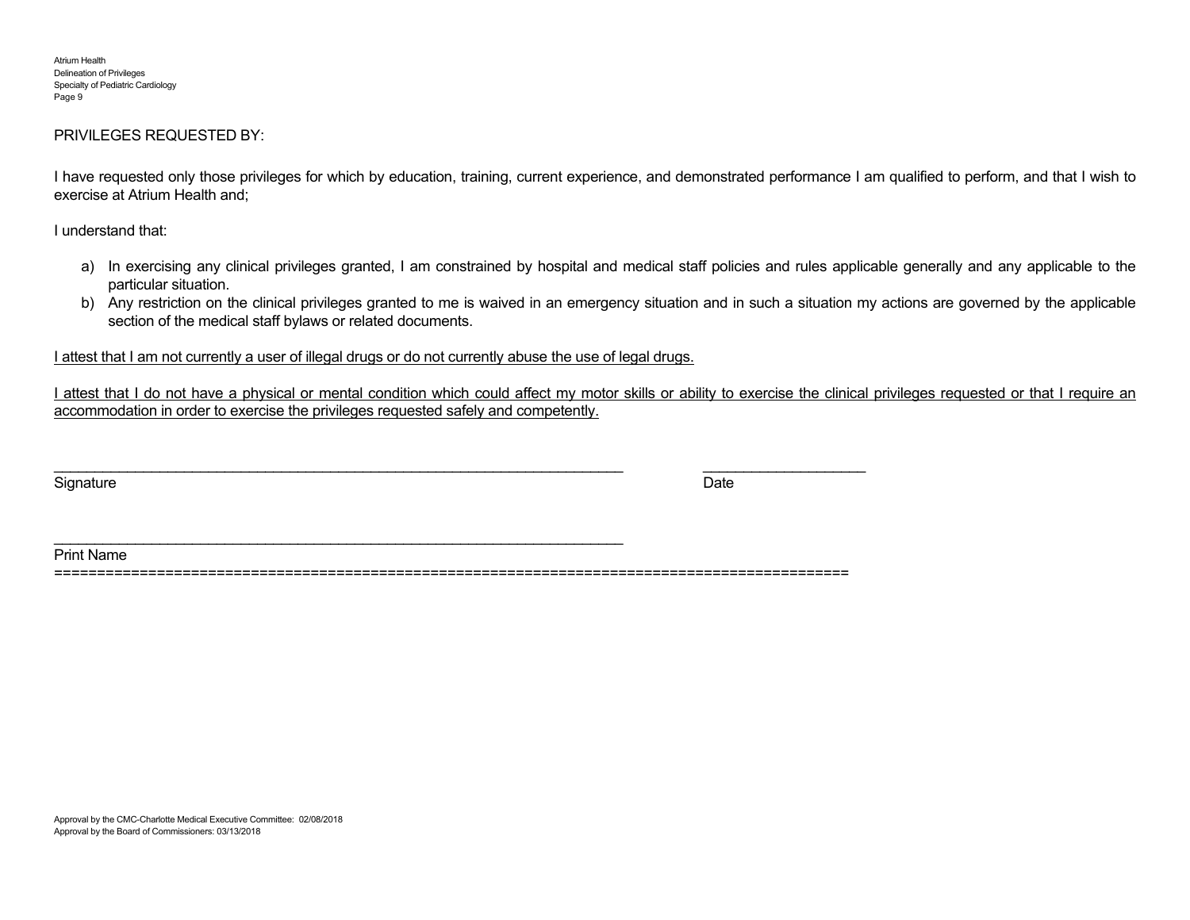PRIVILEGES REQUESTED BY:

I have requested only those privileges for which by education, training, current experience, and demonstrated performance I am qualified to perform, and that I wish to exercise at Atrium Health and;

I understand that:

a) In exercising any clinical privileges granted, I am constrained by hospital and medical staff policies and rules applicable generally and any applicable to the particular situation.
b) Any restriction on the clinical privileges granted to me is waived in an emergency situation and in such a situation my actions are governed by the applicable section of the medical staff bylaws or related documents.

<u>I attest that I am not currently a user of illegal drugs or do not currently abuse the use of legal drugs.</u>

<u>I attest that I do not have a physical or mental condition which could affect my motor skills or ability to exercise the clinical privileges requested or that I require an accommodation in order to exercise the privileges requested safely and competently.</u>

\_\_\_\_\_\_\_\_\_\_\_\_\_\_\_\_\_\_\_\_\_\_\_\_\_\_\_\_\_\_\_\_\_\_\_\_\_\_\_\_\_\_\_\_\_\_\_\_\_\_\_\_\_\_\_\_\_\_\_\_\_\_\_\_ \_\_\_\_\_\_\_\_\_\_\_\_\_\_\_\_\_\_\_
Signature Date

\_\_\_\_\_\_\_\_\_\_\_\_\_\_\_\_\_\_\_\_\_\_\_\_\_\_\_\_\_\_\_\_\_\_\_\_\_\_\_\_\_\_\_\_\_\_\_\_\_\_\_\_\_\_\_\_\_\_\_\_\_\_\_\_
Print Name

==========================================================================================

Approval by the CMC-Charlotte Medical Executive Committee: 02/08/2018
Approval by the Board of Commissioners: 03/13/2018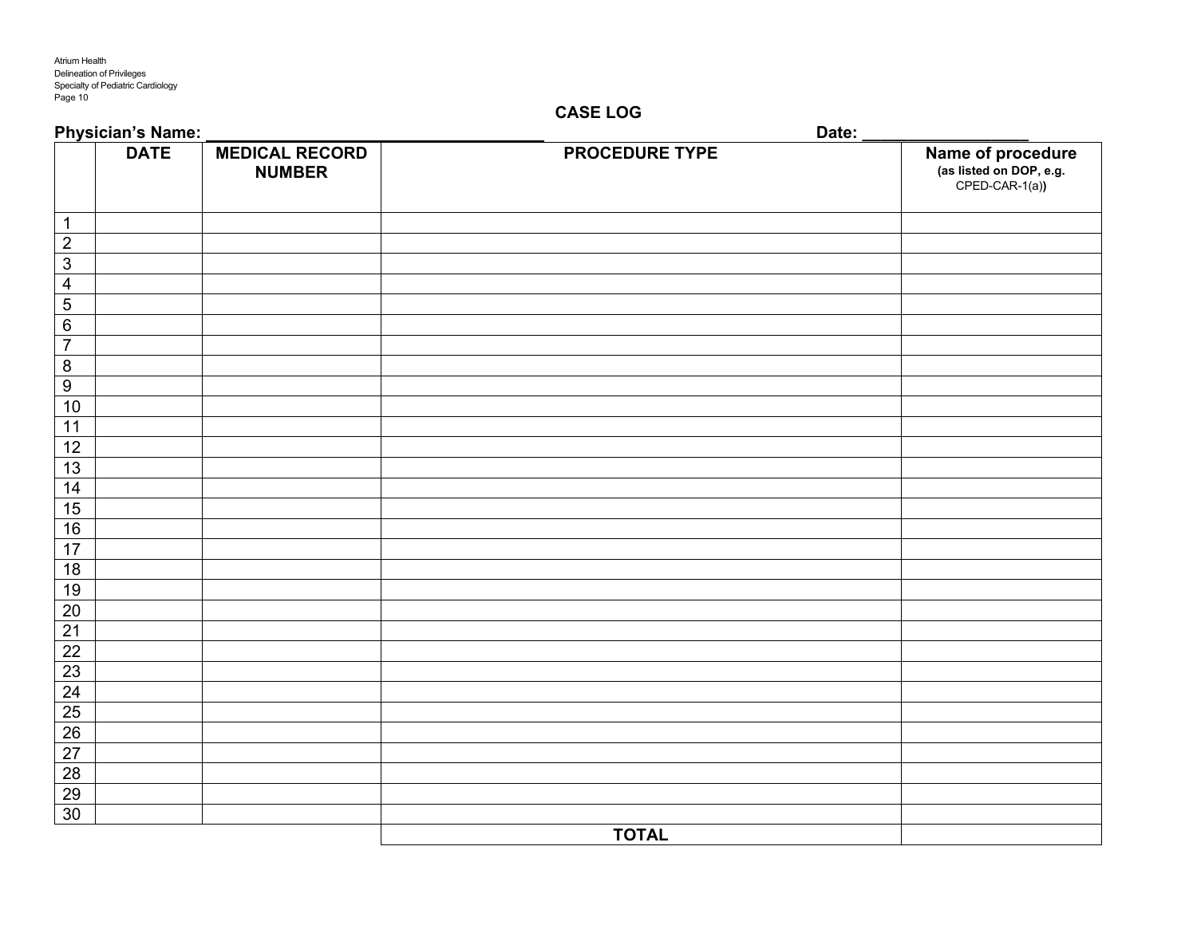## CASE LOG

**Physician's Name:** ______________________________ **Date:** ________________

| | DATE | MEDICAL RECORD NUMBER | PROCEDURE TYPE | Name of procedure (as listed on DOP, e.g. CPED-CAR-1(a)) |
|---|---|---|---|---|
| 1 | | | | |
| 2 | | | | |
| 3 | | | | |
| 4 | | | | |
| 5 | | | | |
| 6 | | | | |
| 7 | | | | |
| 8 | | | | |
| 9 | | | | |
| 10 | | | | |
| 11 | | | | |
| 12 | | | | |
| 13 | | | | |
| 14 | | | | |
| 15 | | | | |
| 16 | | | | |
| 17 | | | | |
| 18 | | | | |
| 19 | | | | |
| 20 | | | | |
| 21 | | | | |
| 22 | | | | |
| 23 | | | | |
| 24 | | | | |
| 25 | | | | |
| 26 | | | | |
| 27 | | | | |
| 28 | | | | |
| 29 | | | | |
| 30 | | | | |
| | | | **TOTAL** | |